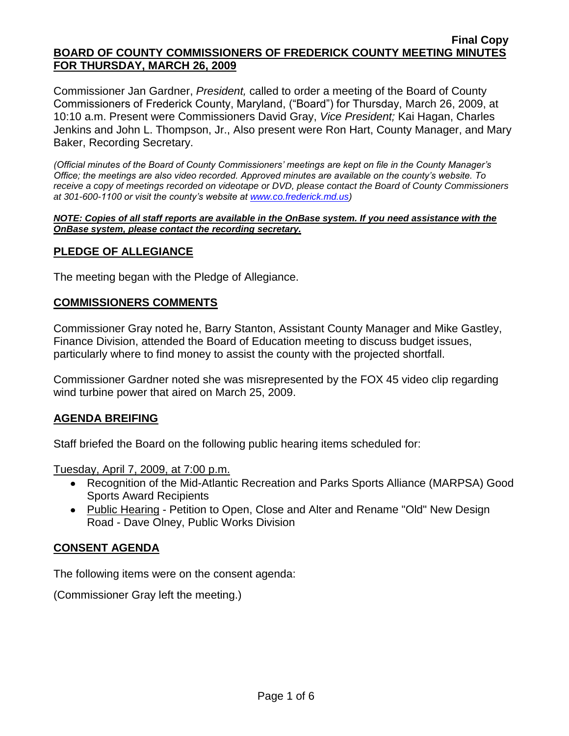**Final Copy**

# BOARD OF COUNTY COMMISSIONERS OF FREDERICK COUNTY MEETING MINUTES FOR THURSDAY, MARCH 26, 2009

Commissioner Jan Gardner, *President,* called to order a meeting of the Board of County Commissioners of Frederick County, Maryland, ("Board") for Thursday, March 26, 2009, at 10:10 a.m. Present were Commissioners David Gray, *Vice President;* Kai Hagan, Charles Jenkins and John L. Thompson, Jr., Also present were Ron Hart, County Manager, and Mary Baker, Recording Secretary.

*(Official minutes of the Board of County Commissioners' meetings are kept on file in the County Manager's Office; the meetings are also video recorded. Approved minutes are available on the county's website. To receive a copy of meetings recorded on videotape or DVD, please contact the Board of County Commissioners at 301-600-1100 or visit the county's website at www.co.frederick.md.us)*

***NOTE: Copies of all staff reports are available in the OnBase system. If you need assistance with the OnBase system, please contact the recording secretary.***

## PLEDGE OF ALLEGIANCE

The meeting began with the Pledge of Allegiance.

## COMMISSIONERS COMMENTS

Commissioner Gray noted he, Barry Stanton, Assistant County Manager and Mike Gastley, Finance Division, attended the Board of Education meeting to discuss budget issues, particularly where to find money to assist the county with the projected shortfall.

Commissioner Gardner noted she was misrepresented by the FOX 45 video clip regarding wind turbine power that aired on March 25, 2009.

## AGENDA BREIFING

Staff briefed the Board on the following public hearing items scheduled for:

Tuesday, April 7, 2009, at 7:00 p.m.

- Recognition of the Mid-Atlantic Recreation and Parks Sports Alliance (MARPSA) Good Sports Award Recipients
- Public Hearing - Petition to Open, Close and Alter and Rename "Old" New Design Road - Dave Olney, Public Works Division

## CONSENT AGENDA

The following items were on the consent agenda:

(Commissioner Gray left the meeting.)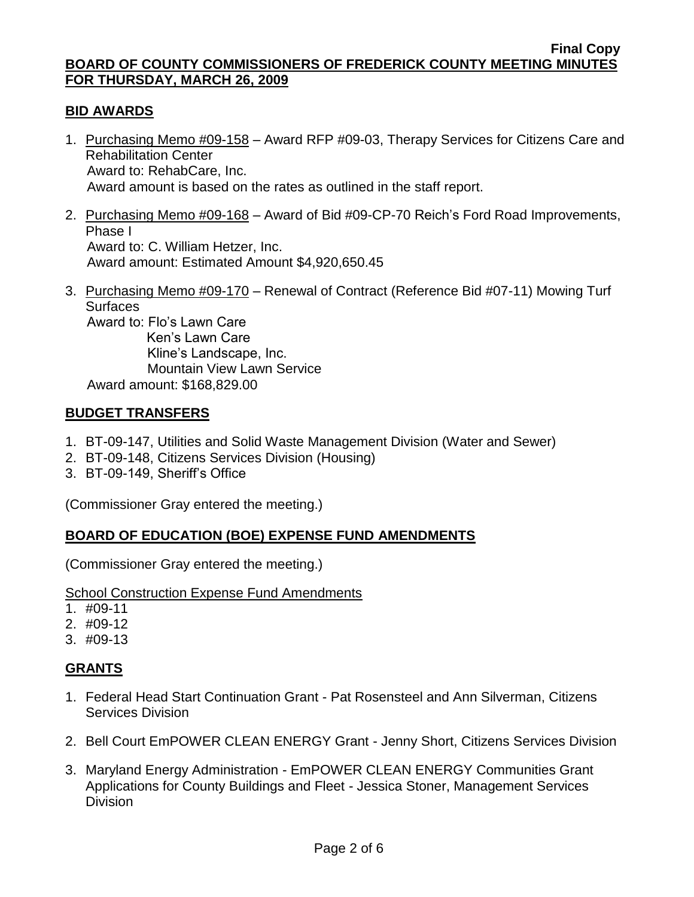**Final Copy**

**BOARD OF COUNTY COMMISSIONERS OF FREDERICK COUNTY MEETING MINUTES FOR THURSDAY, MARCH 26, 2009**

## BID AWARDS

1. Purchasing Memo #09-158 – Award RFP #09-03, Therapy Services for Citizens Care and Rehabilitation Center
   Award to: RehabCare, Inc.
   Award amount is based on the rates as outlined in the staff report.

2. Purchasing Memo #09-168 – Award of Bid #09-CP-70 Reich's Ford Road Improvements, Phase I
   Award to: C. William Hetzer, Inc.
   Award amount: Estimated Amount $4,920,650.45

3. Purchasing Memo #09-170 – Renewal of Contract (Reference Bid #07-11) Mowing Turf Surfaces
   Award to: Flo's Lawn Care
   Ken's Lawn Care
   Kline's Landscape, Inc.
   Mountain View Lawn Service
   Award amount: $168,829.00

## BUDGET TRANSFERS

1. BT-09-147, Utilities and Solid Waste Management Division (Water and Sewer)
2. BT-09-148, Citizens Services Division (Housing)
3. BT-09-149, Sheriff's Office

(Commissioner Gray entered the meeting.)

## BOARD OF EDUCATION (BOE) EXPENSE FUND AMENDMENTS

(Commissioner Gray entered the meeting.)

School Construction Expense Fund Amendments

1. #09-11
2. #09-12
3. #09-13

## GRANTS

1. Federal Head Start Continuation Grant - Pat Rosensteel and Ann Silverman, Citizens Services Division

2. Bell Court EmPOWER CLEAN ENERGY Grant - Jenny Short, Citizens Services Division

3. Maryland Energy Administration - EmPOWER CLEAN ENERGY Communities Grant Applications for County Buildings and Fleet - Jessica Stoner, Management Services Division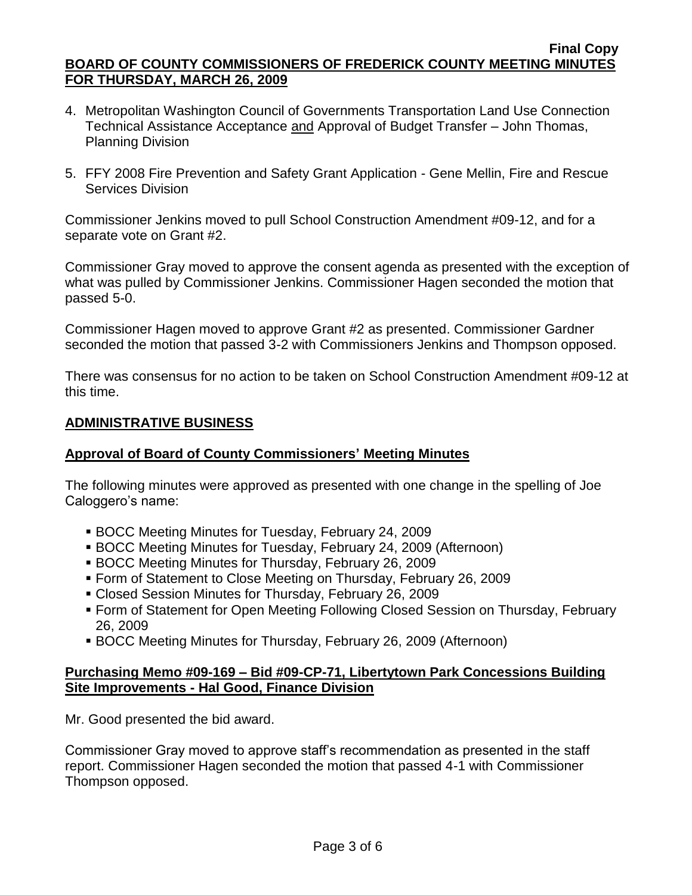4. Metropolitan Washington Council of Governments Transportation Land Use Connection Technical Assistance Acceptance and Approval of Budget Transfer – John Thomas, Planning Division

5. FFY 2008 Fire Prevention and Safety Grant Application - Gene Mellin, Fire and Rescue Services Division

Commissioner Jenkins moved to pull School Construction Amendment #09-12, and for a separate vote on Grant #2.

Commissioner Gray moved to approve the consent agenda as presented with the exception of what was pulled by Commissioner Jenkins. Commissioner Hagen seconded the motion that passed 5-0.

Commissioner Hagen moved to approve Grant #2 as presented. Commissioner Gardner seconded the motion that passed 3-2 with Commissioners Jenkins and Thompson opposed.

There was consensus for no action to be taken on School Construction Amendment #09-12 at this time.

## ADMINISTRATIVE BUSINESS

### Approval of Board of County Commissioners' Meeting Minutes

The following minutes were approved as presented with one change in the spelling of Joe Caloggero's name:

- BOCC Meeting Minutes for Tuesday, February 24, 2009
- BOCC Meeting Minutes for Tuesday, February 24, 2009 (Afternoon)
- BOCC Meeting Minutes for Thursday, February 26, 2009
- Form of Statement to Close Meeting on Thursday, February 26, 2009
- Closed Session Minutes for Thursday, February 26, 2009
- Form of Statement for Open Meeting Following Closed Session on Thursday, February 26, 2009
- BOCC Meeting Minutes for Thursday, February 26, 2009 (Afternoon)

### Purchasing Memo #09-169 – Bid #09-CP-71, Libertytown Park Concessions Building Site Improvements - Hal Good, Finance Division

Mr. Good presented the bid award.

Commissioner Gray moved to approve staff's recommendation as presented in the staff report. Commissioner Hagen seconded the motion that passed 4-1 with Commissioner Thompson opposed.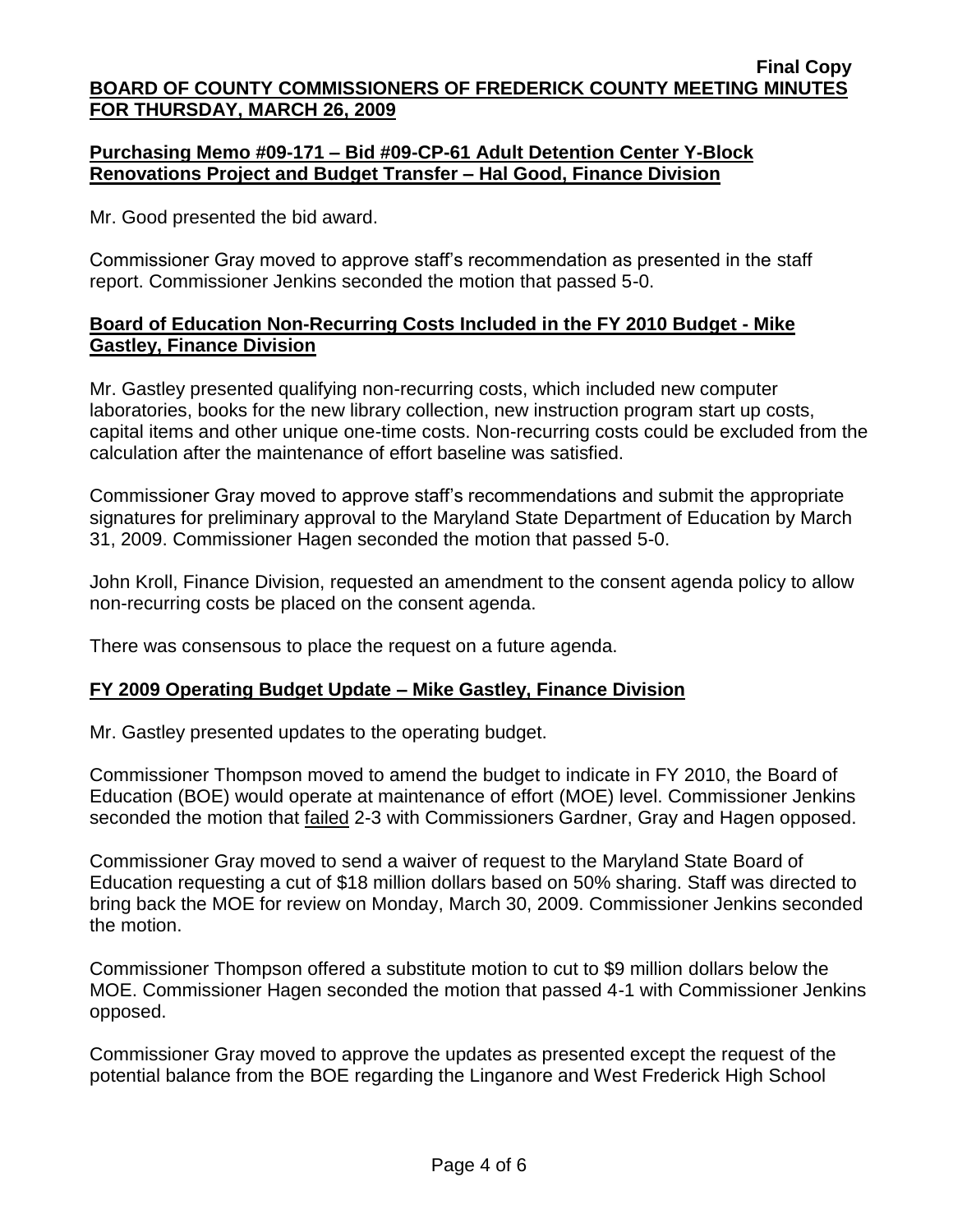**Final Copy**
**BOARD OF COUNTY COMMISSIONERS OF FREDERICK COUNTY MEETING MINUTES FOR THURSDAY, MARCH 26, 2009**

**Purchasing Memo #09-171 – Bid #09-CP-61 Adult Detention Center Y-Block Renovations Project and Budget Transfer – Hal Good, Finance Division**

Mr. Good presented the bid award.

Commissioner Gray moved to approve staff's recommendation as presented in the staff report. Commissioner Jenkins seconded the motion that passed 5-0.

**Board of Education Non-Recurring Costs Included in the FY 2010 Budget - Mike Gastley, Finance Division**

Mr. Gastley presented qualifying non-recurring costs, which included new computer laboratories, books for the new library collection, new instruction program start up costs, capital items and other unique one-time costs. Non-recurring costs could be excluded from the calculation after the maintenance of effort baseline was satisfied.

Commissioner Gray moved to approve staff's recommendations and submit the appropriate signatures for preliminary approval to the Maryland State Department of Education by March 31, 2009. Commissioner Hagen seconded the motion that passed 5-0.

John Kroll, Finance Division, requested an amendment to the consent agenda policy to allow non-recurring costs be placed on the consent agenda.

There was consensous to place the request on a future agenda.

**FY 2009 Operating Budget Update – Mike Gastley, Finance Division**

Mr. Gastley presented updates to the operating budget.

Commissioner Thompson moved to amend the budget to indicate in FY 2010, the Board of Education (BOE) would operate at maintenance of effort (MOE) level. Commissioner Jenkins seconded the motion that failed 2-3 with Commissioners Gardner, Gray and Hagen opposed.

Commissioner Gray moved to send a waiver of request to the Maryland State Board of Education requesting a cut of $18 million dollars based on 50% sharing. Staff was directed to bring back the MOE for review on Monday, March 30, 2009. Commissioner Jenkins seconded the motion.

Commissioner Thompson offered a substitute motion to cut to $9 million dollars below the MOE. Commissioner Hagen seconded the motion that passed 4-1 with Commissioner Jenkins opposed.

Commissioner Gray moved to approve the updates as presented except the request of the potential balance from the BOE regarding the Linganore and West Frederick High School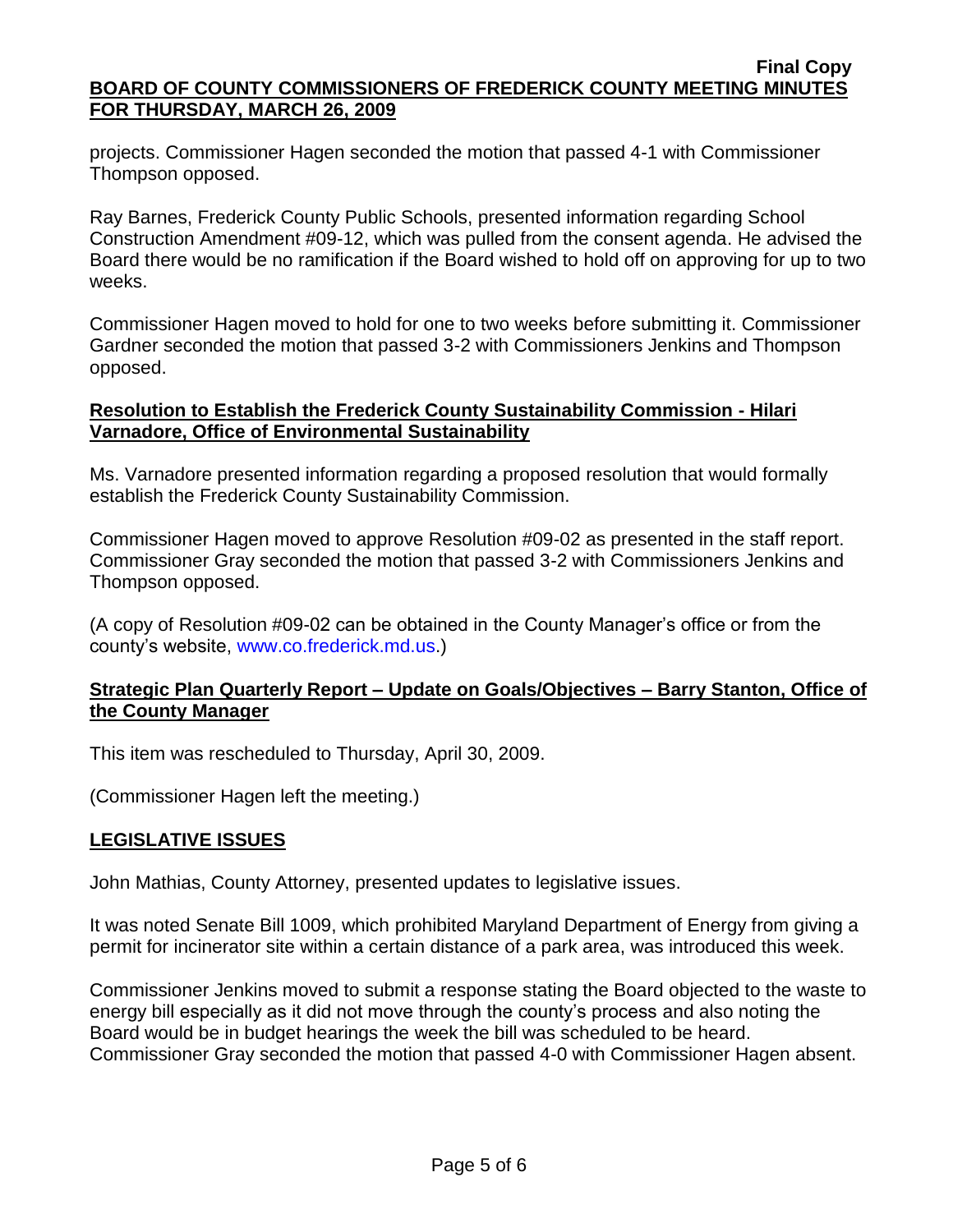projects. Commissioner Hagen seconded the motion that passed 4-1 with Commissioner Thompson opposed.

Ray Barnes, Frederick County Public Schools, presented information regarding School Construction Amendment #09-12, which was pulled from the consent agenda. He advised the Board there would be no ramification if the Board wished to hold off on approving for up to two weeks.

Commissioner Hagen moved to hold for one to two weeks before submitting it. Commissioner Gardner seconded the motion that passed 3-2 with Commissioners Jenkins and Thompson opposed.

**Resolution to Establish the Frederick County Sustainability Commission - Hilari Varnadore, Office of Environmental Sustainability**

Ms. Varnadore presented information regarding a proposed resolution that would formally establish the Frederick County Sustainability Commission.

Commissioner Hagen moved to approve Resolution #09-02 as presented in the staff report. Commissioner Gray seconded the motion that passed 3-2 with Commissioners Jenkins and Thompson opposed.

(A copy of Resolution #09-02 can be obtained in the County Manager's office or from the county's website, www.co.frederick.md.us.)

**Strategic Plan Quarterly Report – Update on Goals/Objectives – Barry Stanton, Office of the County Manager**

This item was rescheduled to Thursday, April 30, 2009.

(Commissioner Hagen left the meeting.)

## LEGISLATIVE ISSUES

John Mathias, County Attorney, presented updates to legislative issues.

It was noted Senate Bill 1009, which prohibited Maryland Department of Energy from giving a permit for incinerator site within a certain distance of a park area, was introduced this week.

Commissioner Jenkins moved to submit a response stating the Board objected to the waste to energy bill especially as it did not move through the county's process and also noting the Board would be in budget hearings the week the bill was scheduled to be heard. Commissioner Gray seconded the motion that passed 4-0 with Commissioner Hagen absent.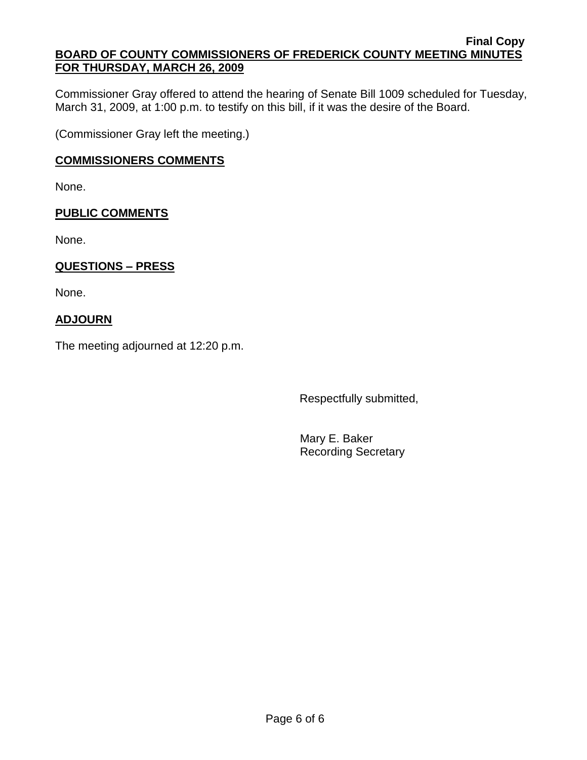Commissioner Gray offered to attend the hearing of Senate Bill 1009 scheduled for Tuesday, March 31, 2009, at 1:00 p.m. to testify on this bill, if it was the desire of the Board.

(Commissioner Gray left the meeting.)

## COMMISSIONERS COMMENTS

None.

## PUBLIC COMMENTS

None.

## QUESTIONS – PRESS

None.

## ADJOURN

The meeting adjourned at 12:20 p.m.

Respectfully submitted,

Mary E. Baker
Recording Secretary